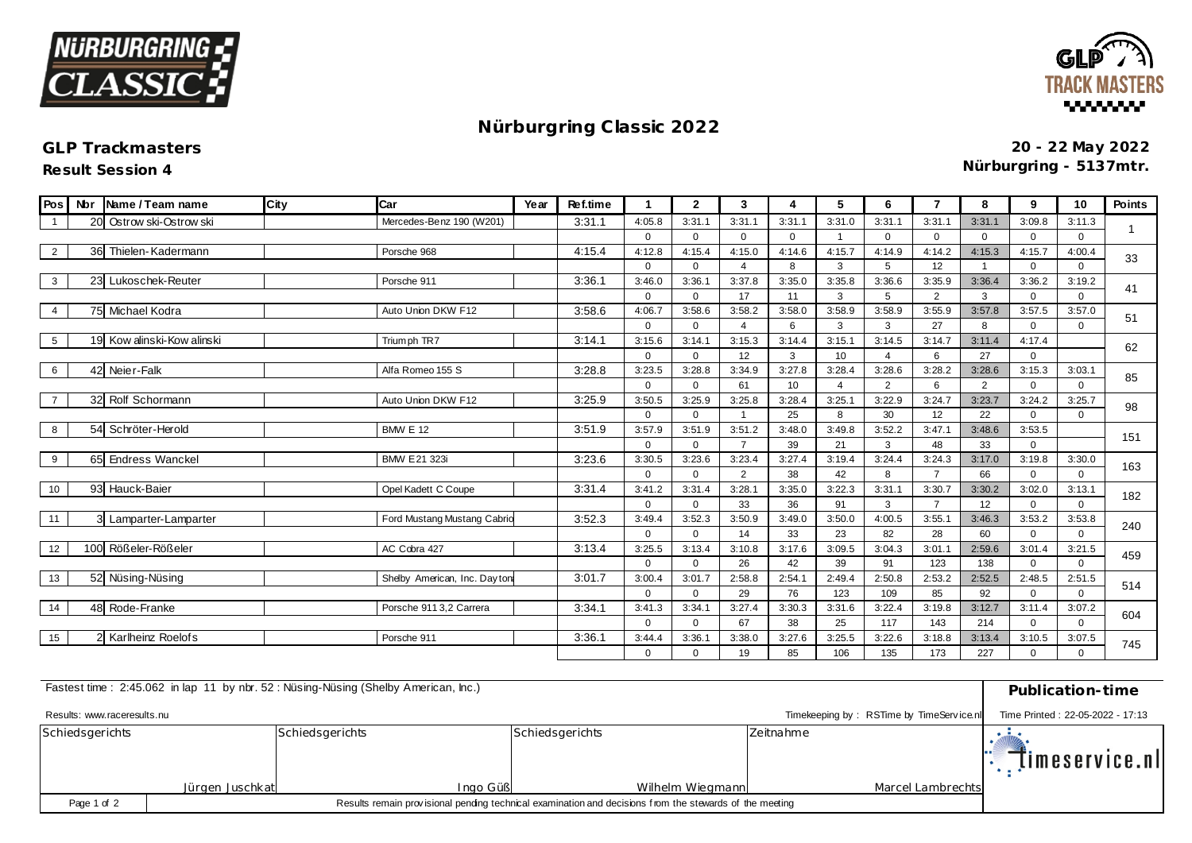# Nürburgring Classic 2022

**GLP Trackmasters**

**20 - 22 May 2022**

**Result Session 4**

**Nürburgring - 5137mtr.**

| Pos | Nbr | Name / Team name | City | Car | Year | Ref.time | 1 | 2 | 3 | 4 | 5 | 6 | 7 | 8 | 9 | 10 | Points |
|---|---|---|---|---|---|---|---|---|---|---|---|---|---|---|---|---|---|
| 1 | 20 | Ostrowski-Ostrowski | | Mercedes-Benz 190 (W201) | | 3:31.1 | 4:05.8 | 3:31.1 | 3:31.1 | 3:31.1 | 3:31.0 | 3:31.1 | 3:31.1 | 3:31.1 | 3:09.8 | 3:11.3 | 1 |
| | | | | | | | 0 | 0 | 0 | 0 | 1 | 0 | 0 | 0 | 0 | 0 | |
| 2 | 36 | Thielen-Kadermann | | Porsche 968 | | 4:15.4 | 4:12.8 | 4:15.4 | 4:15.0 | 4:14.6 | 4:15.7 | 4:14.9 | 4:14.2 | 4:15.3 | 4:15.7 | 4:00.4 | 33 |
| | | | | | | | 0 | 0 | 4 | 8 | 3 | 5 | 12 | 1 | 0 | 0 | |
| 3 | 23 | Lukoschek-Reuter | | Porsche 911 | | 3:36.1 | 3:46.0 | 3:36.1 | 3:37.8 | 3:35.0 | 3:35.8 | 3:36.6 | 3:35.9 | 3:36.4 | 3:36.2 | 3:19.2 | 41 |
| | | | | | | | 0 | 0 | 17 | 11 | 3 | 5 | 2 | 3 | 0 | 0 | |
| 4 | 75 | Michael Kodra | | Auto Union DKW F12 | | 3:58.6 | 4:06.7 | 3:58.6 | 3:58.2 | 3:58.0 | 3:58.9 | 3:58.9 | 3:55.9 | 3:57.8 | 3:57.5 | 3:57.0 | 51 |
| | | | | | | | 0 | 0 | 4 | 6 | 3 | 3 | 27 | 8 | 0 | 0 | |
| 5 | 19 | Kowalinski-Kowalinski | | Triumph TR7 | | 3:14.1 | 3:15.6 | 3:14.1 | 3:15.3 | 3:14.4 | 3:15.1 | 3:14.5 | 3:14.7 | 3:11.4 | 4:17.4 | | 62 |
| | | | | | | | 0 | 0 | 12 | 3 | 10 | 4 | 6 | 27 | 0 | | |
| 6 | 42 | Neier-Falk | | Alfa Romeo 155 S | | 3:28.8 | 3:23.5 | 3:28.8 | 3:34.9 | 3:27.8 | 3:28.4 | 3:28.6 | 3:28.2 | 3:28.6 | 3:15.3 | 3:03.1 | 85 |
| | | | | | | | 0 | 0 | 61 | 10 | 4 | 2 | 6 | 2 | 0 | 0 | |
| 7 | 32 | Rolf Schormann | | Auto Union DKW F12 | | 3:25.9 | 3:50.5 | 3:25.9 | 3:25.8 | 3:28.4 | 3:25.1 | 3:22.9 | 3:24.7 | 3:23.7 | 3:24.2 | 3:25.7 | 98 |
| | | | | | | | 0 | 0 | 1 | 25 | 8 | 30 | 12 | 22 | 0 | 0 | |
| 8 | 54 | Schröter-Herold | | BMW E 12 | | 3:51.9 | 3:57.9 | 3:51.9 | 3:51.2 | 3:48.0 | 3:49.8 | 3:52.2 | 3:47.1 | 3:48.6 | 3:53.5 | | 151 |
| | | | | | | | 0 | 0 | 7 | 39 | 21 | 3 | 48 | 33 | 0 | | |
| 9 | 65 | Endress Wanckel | | BMW E21 323i | | 3:23.6 | 3:30.5 | 3:23.6 | 3:23.4 | 3:27.4 | 3:19.4 | 3:24.4 | 3:24.3 | 3:17.0 | 3:19.8 | 3:30.0 | 163 |
| | | | | | | | 0 | 0 | 2 | 38 | 42 | 8 | 7 | 66 | 0 | 0 | |
| 10 | 93 | Hauck-Baier | | Opel Kadett C Coupe | | 3:31.4 | 3:41.2 | 3:31.4 | 3:28.1 | 3:35.0 | 3:22.3 | 3:31.1 | 3:30.7 | 3:30.2 | 3:02.0 | 3:13.1 | 182 |
| | | | | | | | 0 | 0 | 33 | 36 | 91 | 3 | 7 | 12 | 0 | 0 | |
| 11 | 3 | Lamparter-Lamparter | | Ford Mustang Mustang Cabrio | | 3:52.3 | 3:49.4 | 3:52.3 | 3:50.9 | 3:49.0 | 3:50.0 | 4:00.5 | 3:55.1 | 3:46.3 | 3:53.2 | 3:53.8 | 240 |
| | | | | | | | 0 | 0 | 14 | 33 | 23 | 82 | 28 | 60 | 0 | 0 | |
| 12 | 100 | Rößeler-Rößeler | | AC Cobra 427 | | 3:13.4 | 3:25.5 | 3:13.4 | 3:10.8 | 3:17.6 | 3:09.5 | 3:04.3 | 3:01.1 | 2:59.6 | 3:01.4 | 3:21.5 | 459 |
| | | | | | | | 0 | 0 | 26 | 42 | 39 | 91 | 123 | 138 | 0 | 0 | |
| 13 | 52 | Nüsing-Nüsing | | Shelby American, Inc. Dayton | | 3:01.7 | 3:00.4 | 3:01.7 | 2:58.8 | 2:54.1 | 2:49.4 | 2:50.8 | 2:53.2 | 2:52.5 | 2:48.5 | 2:51.5 | 514 |
| | | | | | | | 0 | 0 | 29 | 76 | 123 | 109 | 85 | 92 | 0 | 0 | |
| 14 | 48 | Rode-Franke | | Porsche 911 3,2 Carrera | | 3:34.1 | 3:41.3 | 3:34.1 | 3:27.4 | 3:30.3 | 3:31.6 | 3:22.4 | 3:19.8 | 3:12.7 | 3:11.4 | 3:07.2 | 604 |
| | | | | | | | 0 | 0 | 67 | 38 | 25 | 117 | 143 | 214 | 0 | 0 | |
| 15 | 2 | Karlheinz Roelofs | | Porsche 911 | | 3:36.1 | 3:44.4 | 3:36.1 | 3:38.0 | 3:27.6 | 3:25.5 | 3:22.6 | 3:18.8 | 3:13.4 | 3:10.5 | 3:07.5 | 745 |
| | | | | | | | 0 | 0 | 19 | 85 | 106 | 135 | 173 | 227 | 0 | 0 | |

Fastest time : 2:45.062 in lap 11 by nbr. 52 : Nüsing-Nüsing (Shelby American, Inc.)

**Publication-time**

Results: www.raceresults.nu

Timekeeping by : RSTime by TimeService.nl

Time Printed : 22-05-2022 - 17:13

| Schiedsgerichts | Schiedsgerichts | Schiedsgerichts | Zeitnahme |
|---|---|---|---|
| Jürgen Juschkat | Ingo Güß | Wilhelm Wiegmann | Marcel Lambrechts |

timeservice.nl

Results remain provisional pending technical examination and decisions from the stewards of the meeting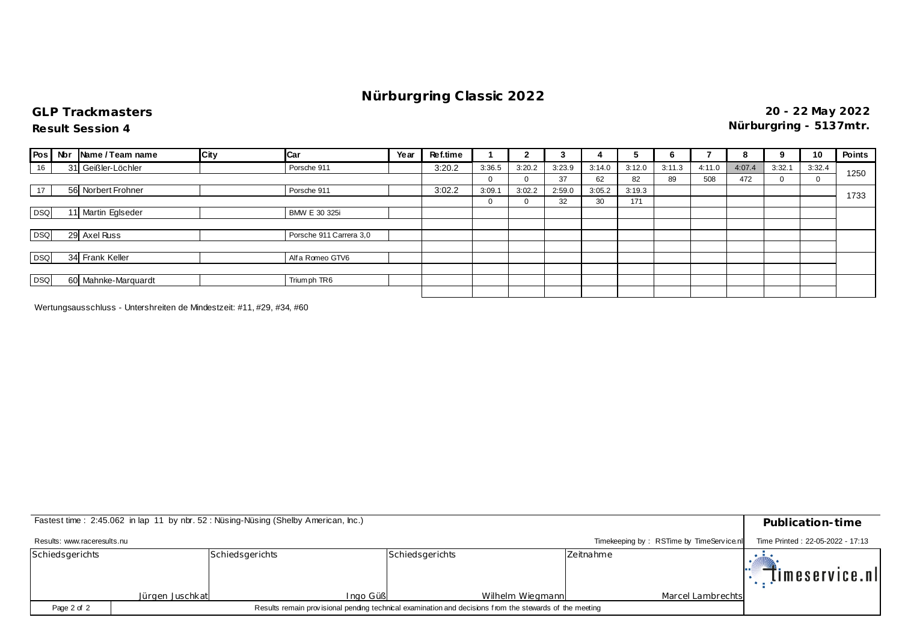# Nürburgring Classic 2022

## GLP Trackmasters

**Result Session 4**

**20 - 22 May 2022**

**Nürburgring - 5137mtr.**

| Pos | Nbr | Name / Team name | City | Car | Year | Ref.time | 1 | 2 | 3 | 4 | 5 | 6 | 7 | 8 | 9 | 10 | Points |
|---|---|---|---|---|---|---|---|---|---|---|---|---|---|---|---|---|---|
| 16 | 31 | Geißler-Löchler | | Porsche 911 | | 3:20.2 | 3:36.5 | 3:20.2 | 3:23.9 | 3:14.0 | 3:12.0 | 3:11.3 | 4:11.0 | 4:07.4 | 3:32.1 | 3:32.4 | 1250 |
| | | | | | | | 0 | 0 | 37 | 62 | 82 | 89 | 508 | 472 | 0 | 0 | |
| 17 | 56 | Norbert Frohner | | Porsche 911 | | 3:02.2 | 3:09.1 | 3:02.2 | 2:59.0 | 3:05.2 | 3:19.3 | | | | | | 1733 |
| | | | | | | | 0 | 0 | 32 | 30 | 171 | | | | | | |
| DSQ | 11 | Martin Eglseder | | BMW E 30 325i | | | | | | | | | | | | | |
| DSQ | 29 | Axel Russ | | Porsche 911 Carrera 3,0 | | | | | | | | | | | | | |
| DSQ | 34 | Frank Keller | | Alfa Romeo GTV6 | | | | | | | | | | | | | |
| DSQ | 60 | Mahnke-Marquardt | | Triumph TR6 | | | | | | | | | | | | | |

Wertungsausschluss - Untershreiten de Mindestzeit: #11, #29, #34, #60

Fastest time : 2:45.062 in lap 11 by nbr. 52 : Nüsing-Nüsing (Shelby American, Inc.)

**Publication-time**

Results: www.raceresults.nu

Timekeeping by : RSTime by TimeService.nl

Time Printed : 22-05-2022 - 17:13

| Schiedsgerichts | Schiedsgerichts | Schiedsgerichts | Zeitnahme |
|---|---|---|---|
| Jürgen Juschkat | Ingo Güß | Wilhelm Wiegmann | Marcel Lambrechts |

timeservice.nl

Results remain provisional pending technical examination and decisions from the stewards of the meeting